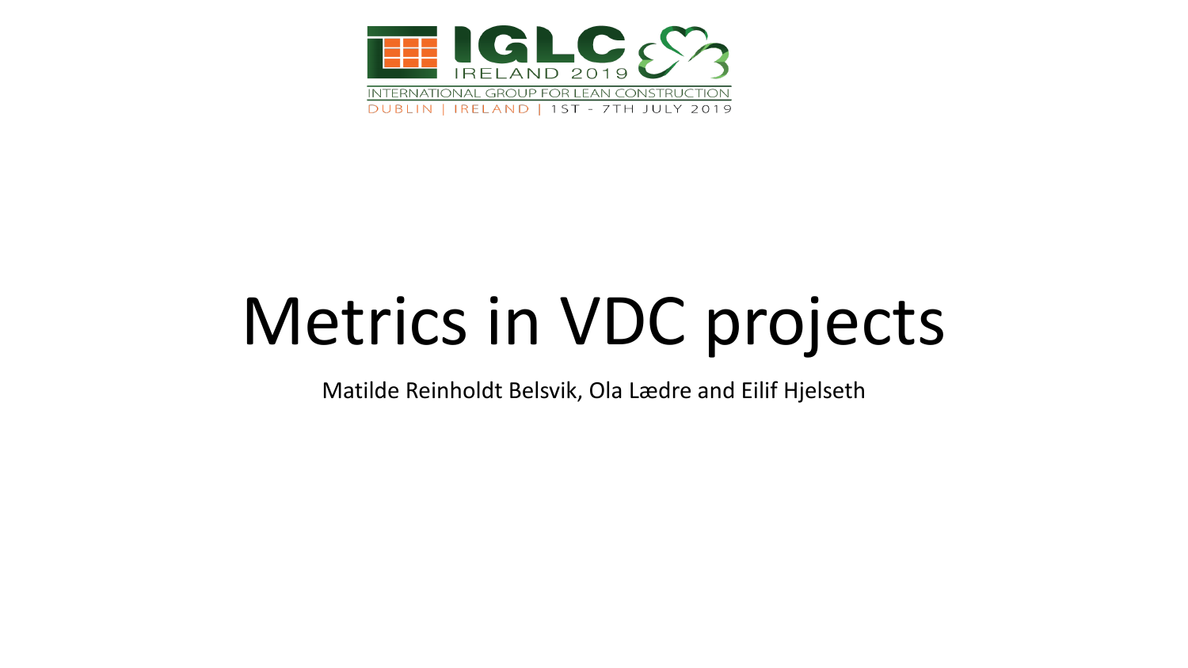IGLC IRELAND 2019

INTERNATIONAL GROUP FOR LEAN CONSTRUCTION

DUBLIN | IRELAND | 1ST - 7TH JULY 2019

# Metrics in VDC projects

Matilde Reinholdt Belsvik, Ola Lædre and Eilif Hjelseth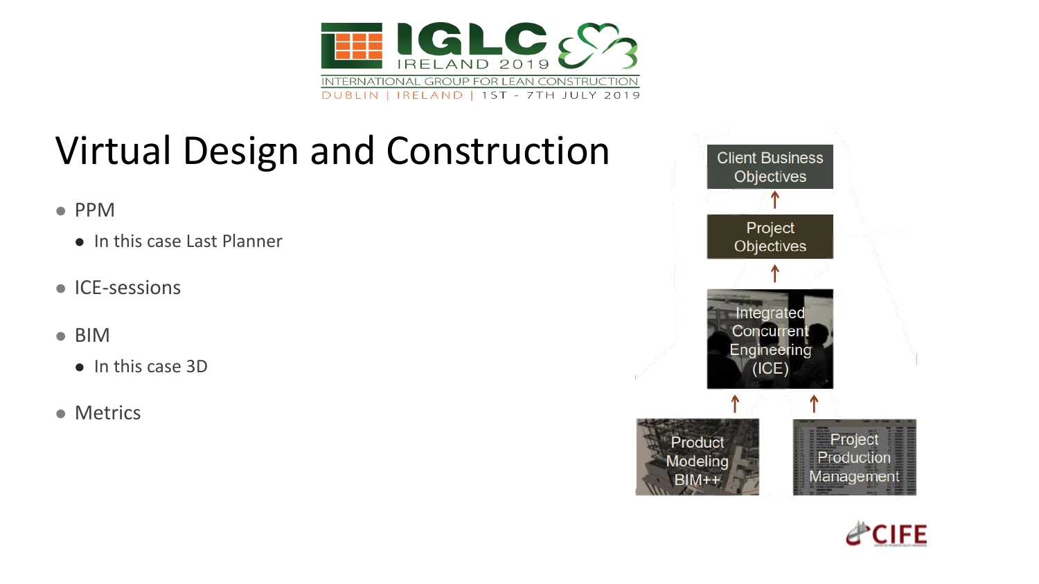# Virtual Design and Construction

- PPM
  - In this case Last Planner
- ICE-sessions
- BIM
  - In this case 3D
- Metrics

Client Business Objectives

↑

Project Objectives

↑

Integrated Concurrent Engineering (ICE)

↑ ↑

Product Modeling BIM++

Project Production Management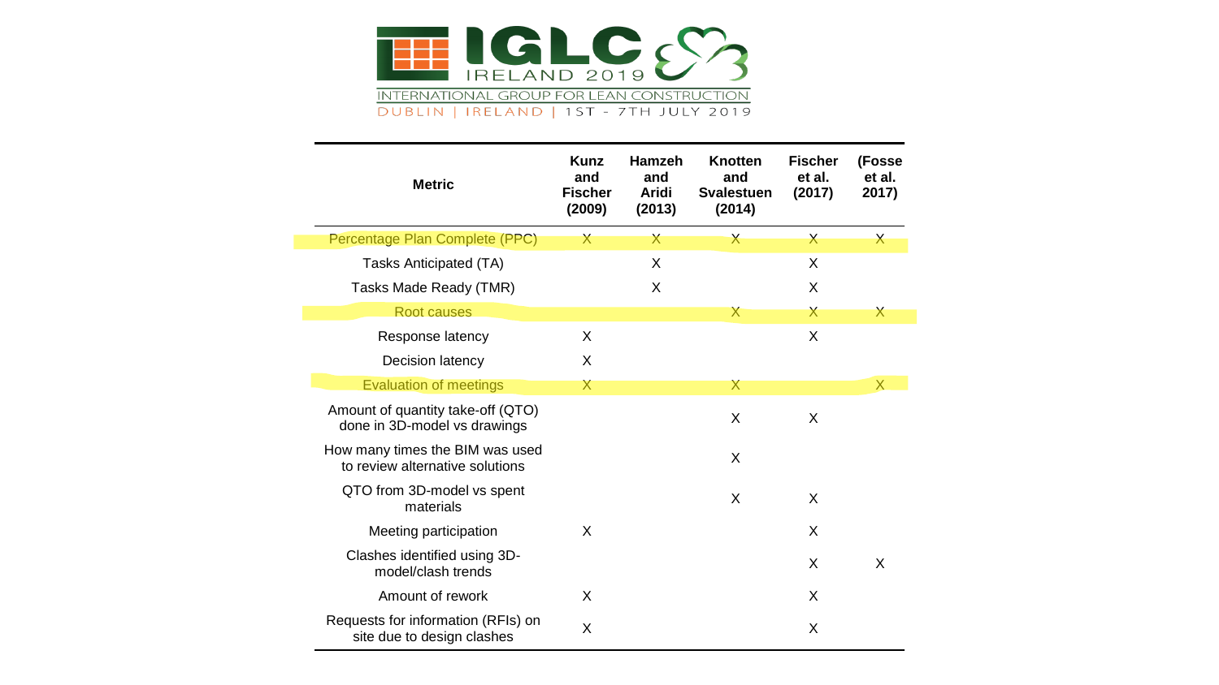| Metric | Kunz and Fischer (2009) | Hamzeh and Aridi (2013) | Knotten and Svalestuen (2014) | Fischer et al. (2017) | (Fosse et al. 2017) |
|---|---|---|---|---|---|
| Percentage Plan Complete (PPC) | X | X | X | X | X |
| Tasks Anticipated (TA) | | X | | X | |
| Tasks Made Ready (TMR) | | X | | X | |
| Root causes | | | X | X | X |
| Response latency | X | | | X | |
| Decision latency | X | | | | |
| Evaluation of meetings | X | | X | | X |
| Amount of quantity take-off (QTO) done in 3D-model vs drawings | | | X | X | |
| How many times the BIM was used to review alternative solutions | | | X | | |
| QTO from 3D-model vs spent materials | | | X | X | |
| Meeting participation | X | | | X | |
| Clashes identified using 3D-model/clash trends | | | | X | X |
| Amount of rework | X | | | X | |
| Requests for information (RFIs) on site due to design clashes | X | | | X | |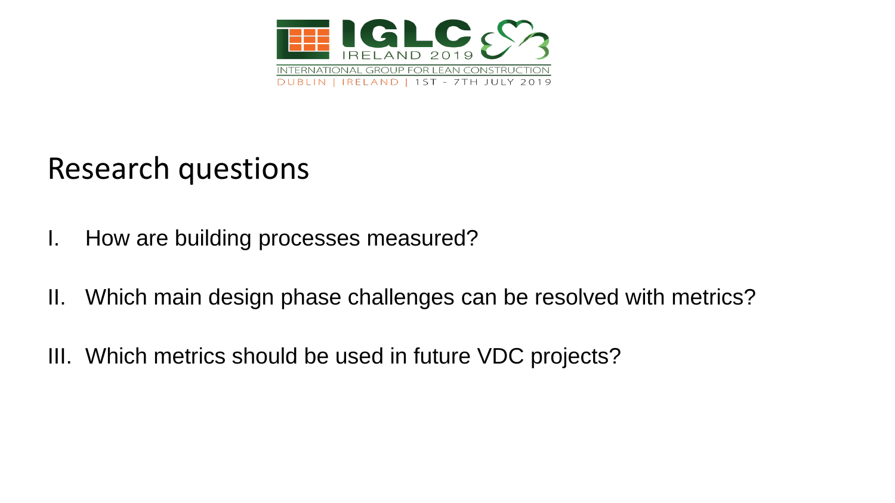## Research questions

I. How are building processes measured?

II. Which main design phase challenges can be resolved with metrics?

III. Which metrics should be used in future VDC projects?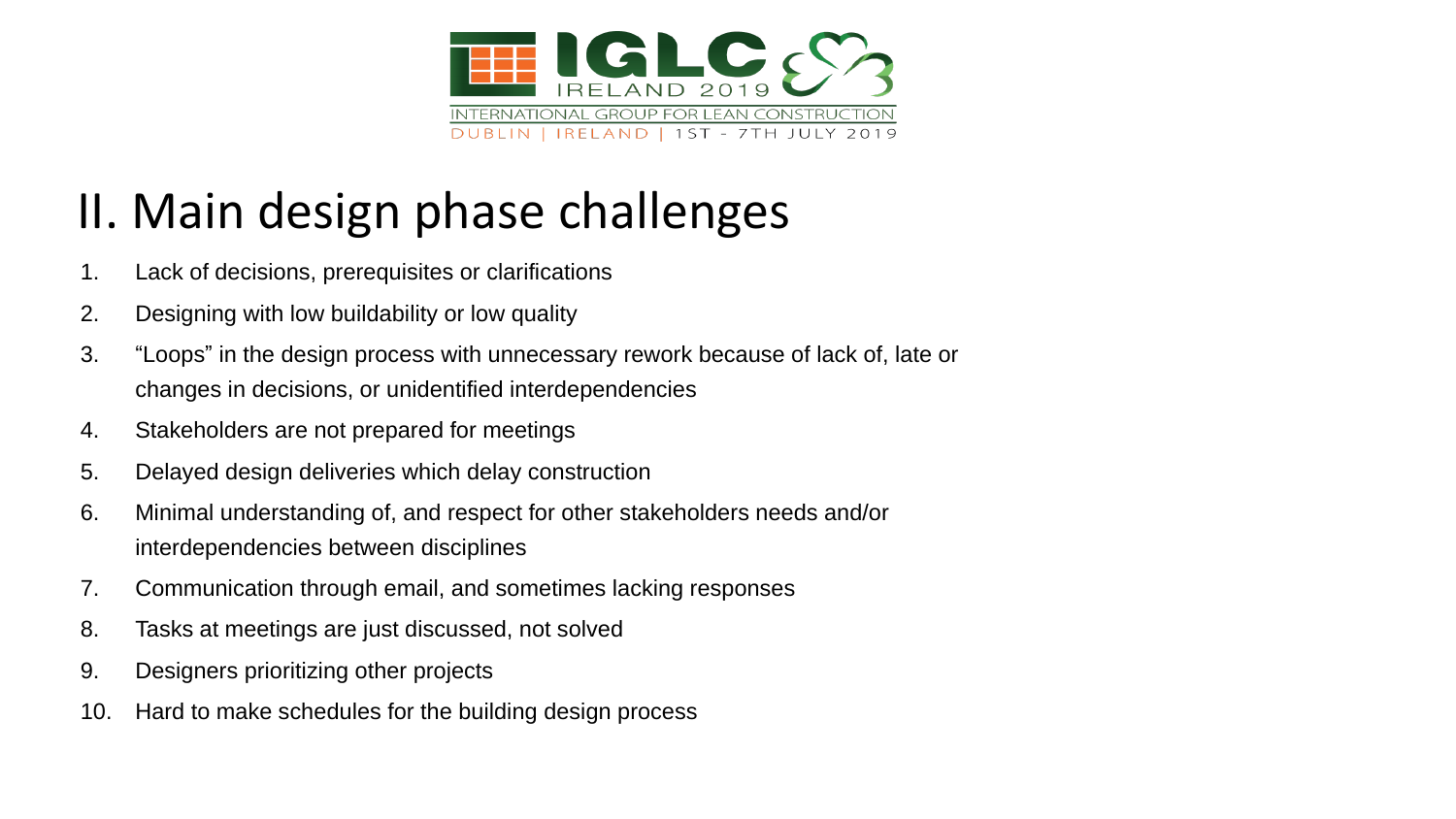# II. Main design phase challenges

1. Lack of decisions, prerequisites or clarifications
2. Designing with low buildability or low quality
3. "Loops" in the design process with unnecessary rework because of lack of, late or changes in decisions, or unidentified interdependencies
4. Stakeholders are not prepared for meetings
5. Delayed design deliveries which delay construction
6. Minimal understanding of, and respect for other stakeholders needs and/or interdependencies between disciplines
7. Communication through email, and sometimes lacking responses
8. Tasks at meetings are just discussed, not solved
9. Designers prioritizing other projects
10. Hard to make schedules for the building design process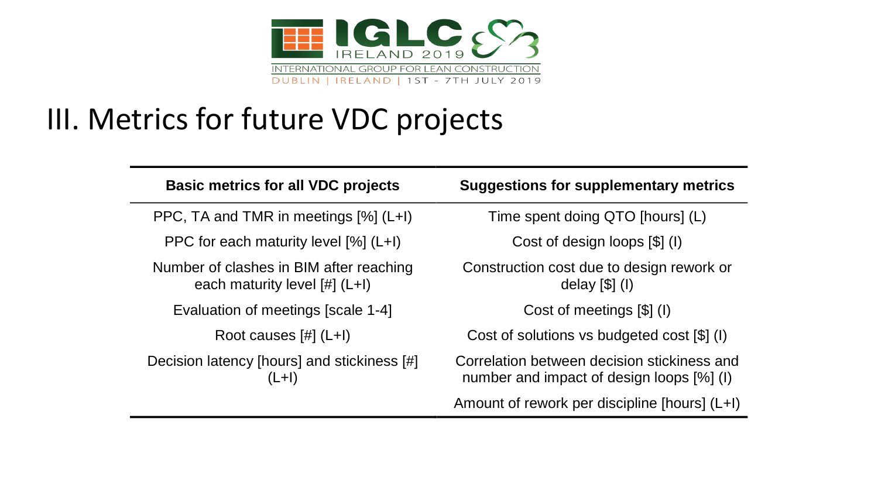# III. Metrics for future VDC projects

| Basic metrics for all VDC projects | Suggestions for supplementary metrics |
|---|---|
| PPC, TA and TMR in meetings [%] (L+I) | Time spent doing QTO [hours] (L) |
| PPC for each maturity level [%] (L+I) | Cost of design loops [$] (I) |
| Number of clashes in BIM after reaching each maturity level [#] (L+I) | Construction cost due to design rework or delay [$] (I) |
| Evaluation of meetings [scale 1-4] | Cost of meetings [$] (I) |
| Root causes [#] (L+I) | Cost of solutions vs budgeted cost [$] (I) |
| Decision latency [hours] and stickiness [#] (L+I) | Correlation between decision stickiness and number and impact of design loops [%] (I) |
| | Amount of rework per discipline [hours] (L+I) |